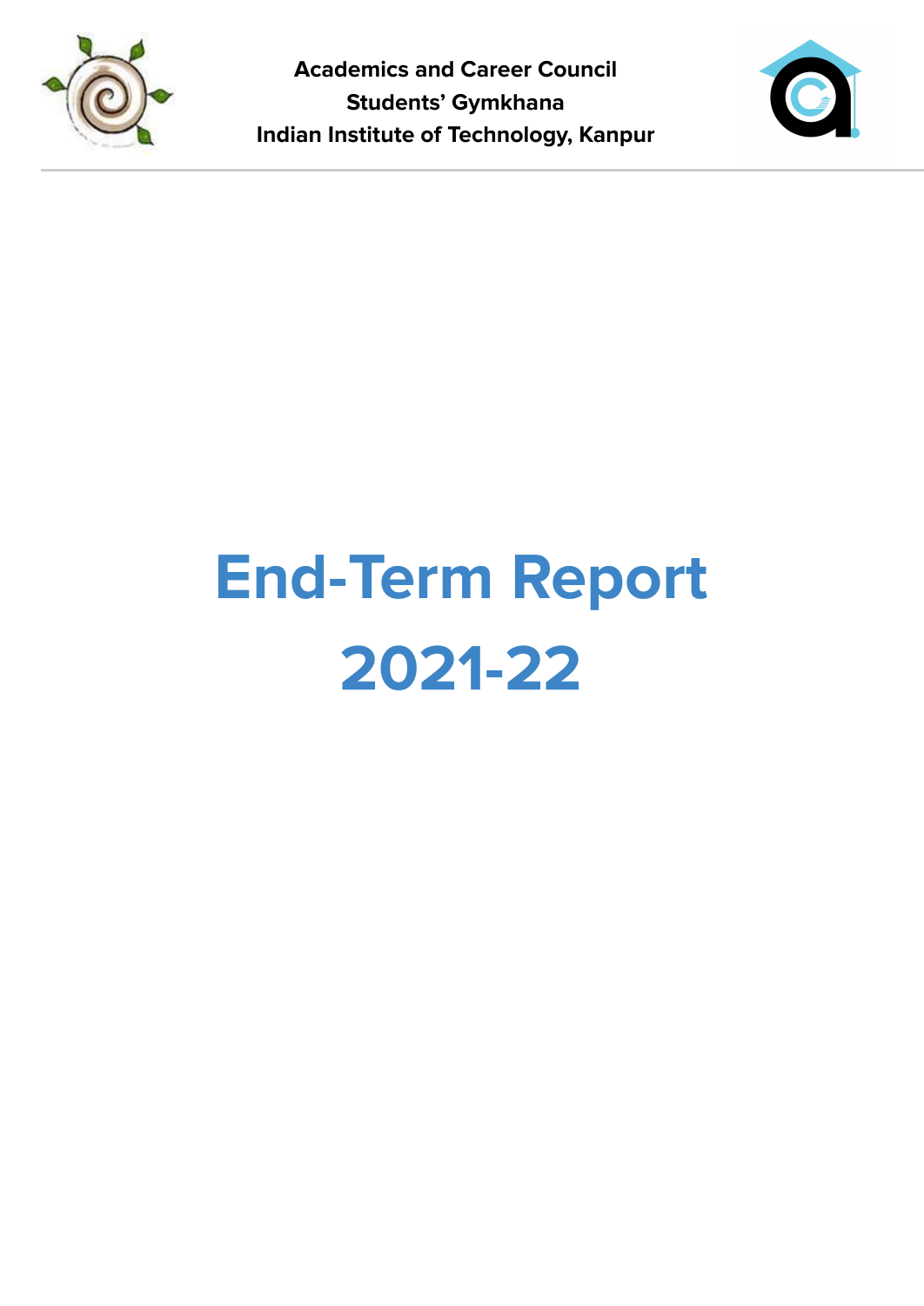**Academics and Career Council**
**Students' Gymkhana**
**Indian Institute of Technology, Kanpur**

# End-Term Report 2021-22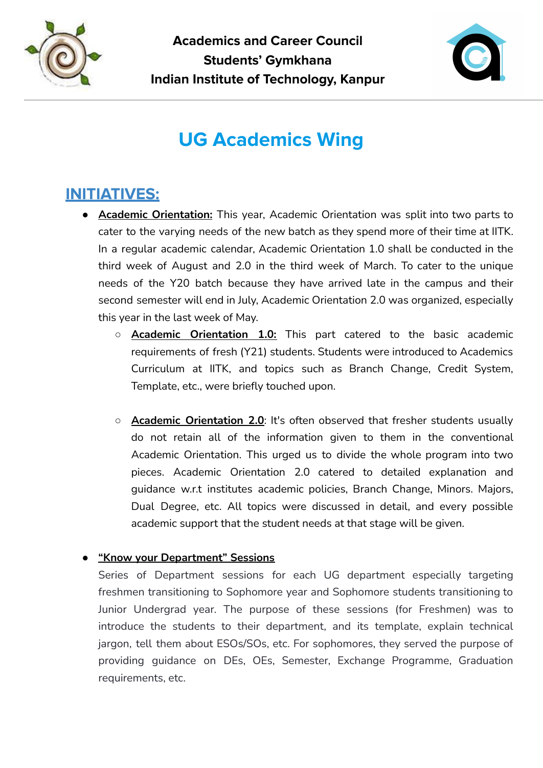**Academics and Career Council**
**Students' Gymkhana**
**Indian Institute of Technology, Kanpur**

# UG Academics Wing

## INITIATIVES:

- **Academic Orientation:** This year, Academic Orientation was split into two parts to cater to the varying needs of the new batch as they spend more of their time at IITK. In a regular academic calendar, Academic Orientation 1.0 shall be conducted in the third week of August and 2.0 in the third week of March. To cater to the unique needs of the Y20 batch because they have arrived late in the campus and their second semester will end in July, Academic Orientation 2.0 was organized, especially this year in the last week of May.
  - **Academic Orientation 1.0:** This part catered to the basic academic requirements of fresh (Y21) students. Students were introduced to Academics Curriculum at IITK, and topics such as Branch Change, Credit System, Template, etc., were briefly touched upon.

  - **Academic Orientation 2.0**: It's often observed that fresher students usually do not retain all of the information given to them in the conventional Academic Orientation. This urged us to divide the whole program into two pieces. Academic Orientation 2.0 catered to detailed explanation and guidance w.r.t institutes academic policies, Branch Change, Minors. Majors, Dual Degree, etc. All topics were discussed in detail, and every possible academic support that the student needs at that stage will be given.

- **"Know your Department" Sessions**
  Series of Department sessions for each UG department especially targeting freshmen transitioning to Sophomore year and Sophomore students transitioning to Junior Undergrad year. The purpose of these sessions (for Freshmen) was to introduce the students to their department, and its template, explain technical jargon, tell them about ESOs/SOs, etc. For sophomores, they served the purpose of providing guidance on DEs, OEs, Semester, Exchange Programme, Graduation requirements, etc.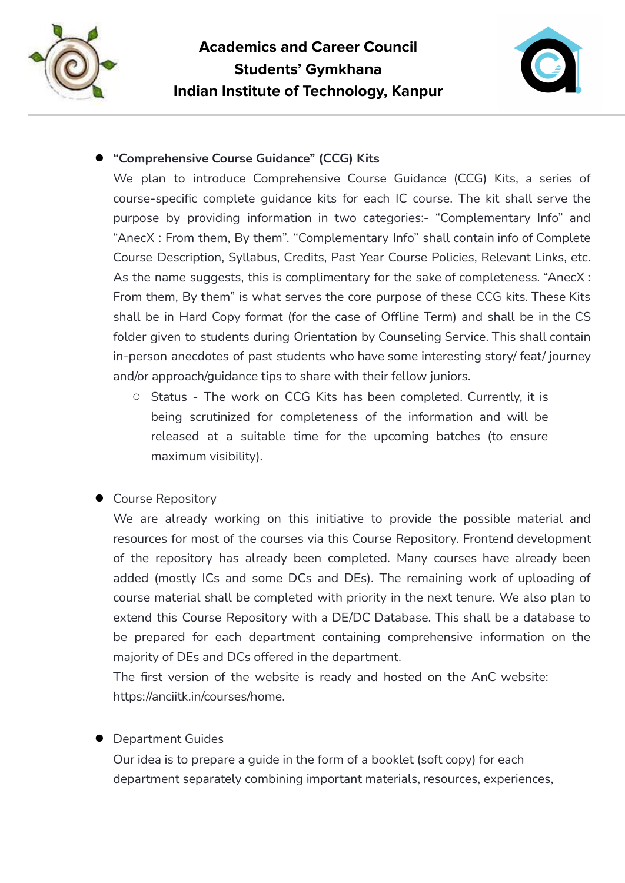- **"Comprehensive Course Guidance" (CCG) Kits**

  We plan to introduce Comprehensive Course Guidance (CCG) Kits, a series of course-specific complete guidance kits for each IC course. The kit shall serve the purpose by providing information in two categories:- "Complementary Info" and "AnecX : From them, By them". "Complementary Info" shall contain info of Complete Course Description, Syllabus, Credits, Past Year Course Policies, Relevant Links, etc. As the name suggests, this is complimentary for the sake of completeness. "AnecX : From them, By them" is what serves the core purpose of these CCG kits. These Kits shall be in Hard Copy format (for the case of Offline Term) and shall be in the CS folder given to students during Orientation by Counseling Service. This shall contain in-person anecdotes of past students who have some interesting story/ feat/ journey and/or approach/guidance tips to share with their fellow juniors.

  - Status - The work on CCG Kits has been completed. Currently, it is being scrutinized for completeness of the information and will be released at a suitable time for the upcoming batches (to ensure maximum visibility).

- Course Repository

  We are already working on this initiative to provide the possible material and resources for most of the courses via this Course Repository. Frontend development of the repository has already been completed. Many courses have already been added (mostly ICs and some DCs and DEs). The remaining work of uploading of course material shall be completed with priority in the next tenure. We also plan to extend this Course Repository with a DE/DC Database. This shall be a database to be prepared for each department containing comprehensive information on the majority of DEs and DCs offered in the department.

  The first version of the website is ready and hosted on the AnC website: https://anciitk.in/courses/home.

- Department Guides

  Our idea is to prepare a guide in the form of a booklet (soft copy) for each department separately combining important materials, resources, experiences,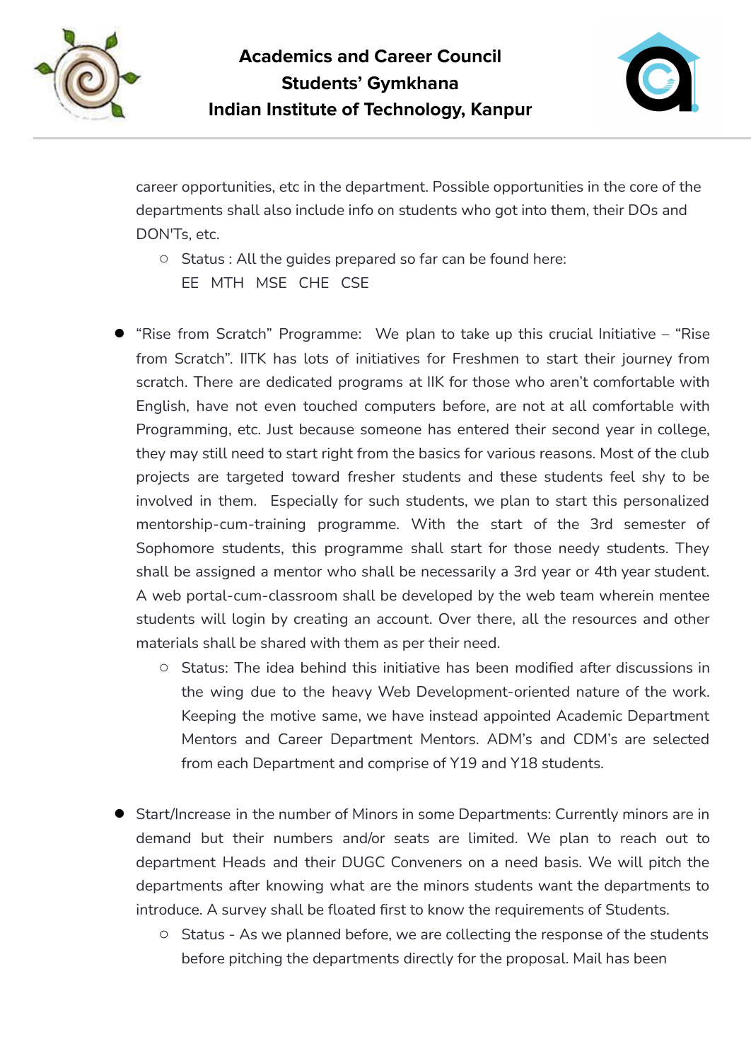career opportunities, etc in the department. Possible opportunities in the core of the departments shall also include info on students who got into them, their DOs and DON'Ts, etc.

  - Status : All the guides prepared so far can be found here:
    EE MTH MSE CHE CSE

- "Rise from Scratch" Programme: We plan to take up this crucial Initiative – "Rise from Scratch". IITK has lots of initiatives for Freshmen to start their journey from scratch. There are dedicated programs at IIK for those who aren't comfortable with English, have not even touched computers before, are not at all comfortable with Programming, etc. Just because someone has entered their second year in college, they may still need to start right from the basics for various reasons. Most of the club projects are targeted toward fresher students and these students feel shy to be involved in them. Especially for such students, we plan to start this personalized mentorship-cum-training programme. With the start of the 3rd semester of Sophomore students, this programme shall start for those needy students. They shall be assigned a mentor who shall be necessarily a 3rd year or 4th year student. A web portal-cum-classroom shall be developed by the web team wherein mentee students will login by creating an account. Over there, all the resources and other materials shall be shared with them as per their need.
  - Status: The idea behind this initiative has been modified after discussions in the wing due to the heavy Web Development-oriented nature of the work. Keeping the motive same, we have instead appointed Academic Department Mentors and Career Department Mentors. ADM's and CDM's are selected from each Department and comprise of Y19 and Y18 students.

- Start/Increase in the number of Minors in some Departments: Currently minors are in demand but their numbers and/or seats are limited. We plan to reach out to department Heads and their DUGC Conveners on a need basis. We will pitch the departments after knowing what are the minors students want the departments to introduce. A survey shall be floated first to know the requirements of Students.
  - Status - As we planned before, we are collecting the response of the students before pitching the departments directly for the proposal. Mail has been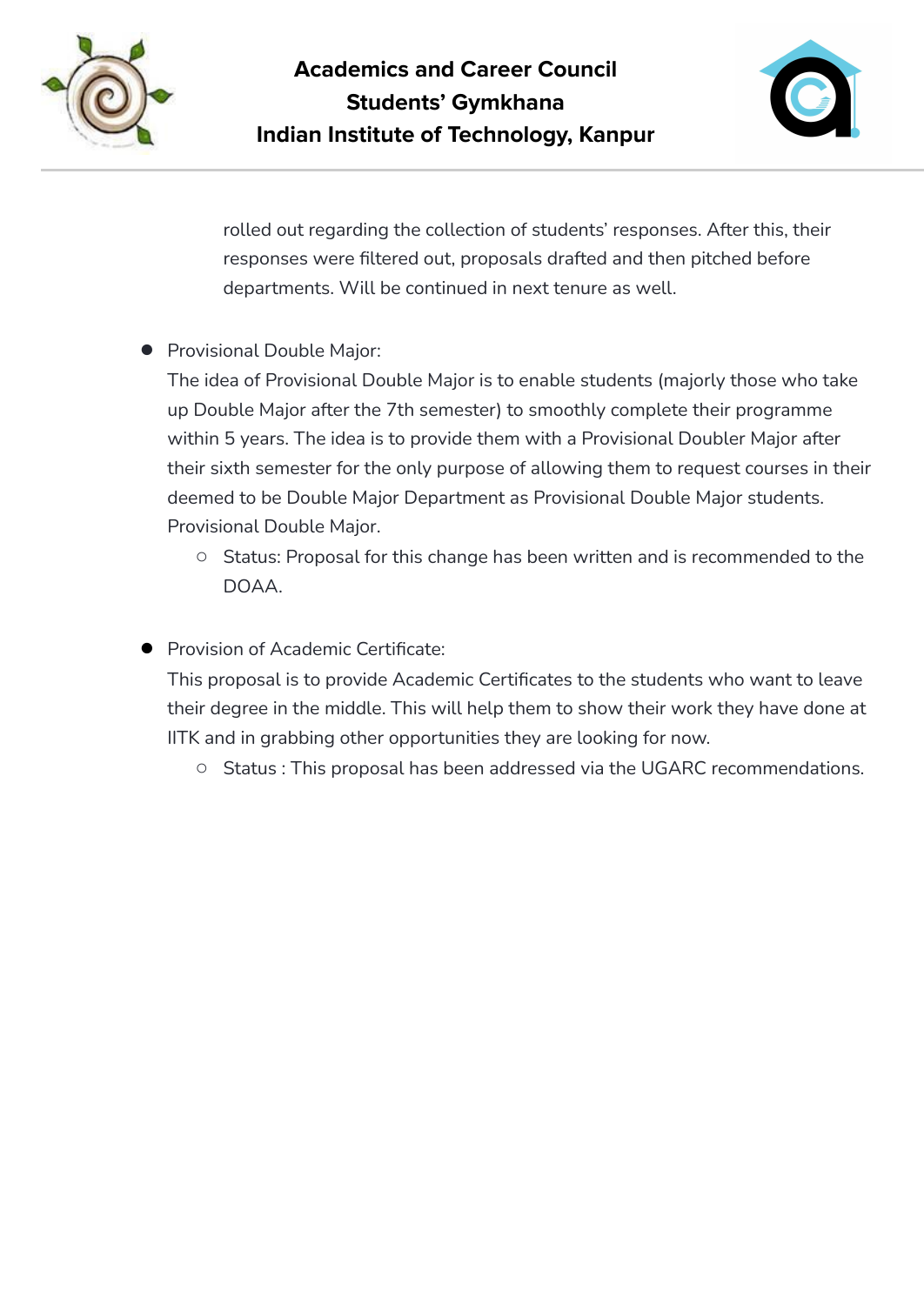rolled out regarding the collection of students' responses. After this, their responses were filtered out, proposals drafted and then pitched before departments. Will be continued in next tenure as well.

- Provisional Double Major:
  The idea of Provisional Double Major is to enable students (majorly those who take up Double Major after the 7th semester) to smoothly complete their programme within 5 years. The idea is to provide them with a Provisional Doubler Major after their sixth semester for the only purpose of allowing them to request courses in their deemed to be Double Major Department as Provisional Double Major students. Provisional Double Major.
  - Status: Proposal for this change has been written and is recommended to the DOAA.

- Provision of Academic Certificate:
  This proposal is to provide Academic Certificates to the students who want to leave their degree in the middle. This will help them to show their work they have done at IITK and in grabbing other opportunities they are looking for now.
  - Status : This proposal has been addressed via the UGARC recommendations.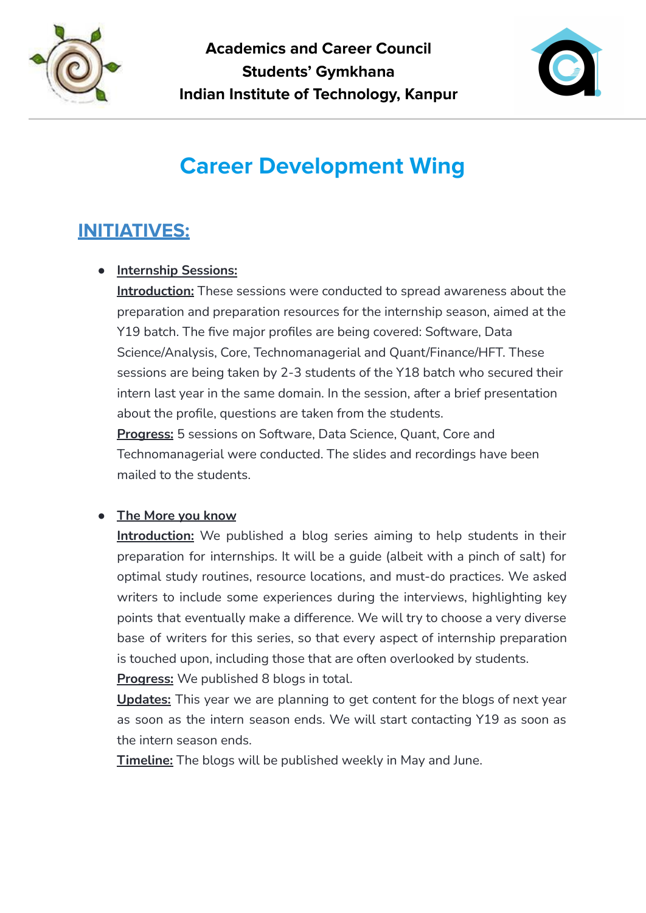**Academics and Career Council**
**Students' Gymkhana**
**Indian Institute of Technology, Kanpur**

# Career Development Wing

## INITIATIVES:

- **Internship Sessions:**
  **Introduction:** These sessions were conducted to spread awareness about the preparation and preparation resources for the internship season, aimed at the Y19 batch. The five major profiles are being covered: Software, Data Science/Analysis, Core, Technomanagerial and Quant/Finance/HFT. These sessions are being taken by 2-3 students of the Y18 batch who secured their intern last year in the same domain. In the session, after a brief presentation about the profile, questions are taken from the students.
  **Progress:** 5 sessions on Software, Data Science, Quant, Core and Technomanagerial were conducted. The slides and recordings have been mailed to the students.

- **The More you know**
  **Introduction:** We published a blog series aiming to help students in their preparation for internships. It will be a guide (albeit with a pinch of salt) for optimal study routines, resource locations, and must-do practices. We asked writers to include some experiences during the interviews, highlighting key points that eventually make a difference. We will try to choose a very diverse base of writers for this series, so that every aspect of internship preparation is touched upon, including those that are often overlooked by students.
  **Progress:** We published 8 blogs in total.
  **Updates:** This year we are planning to get content for the blogs of next year as soon as the intern season ends. We will start contacting Y19 as soon as the intern season ends.
  **Timeline:** The blogs will be published weekly in May and June.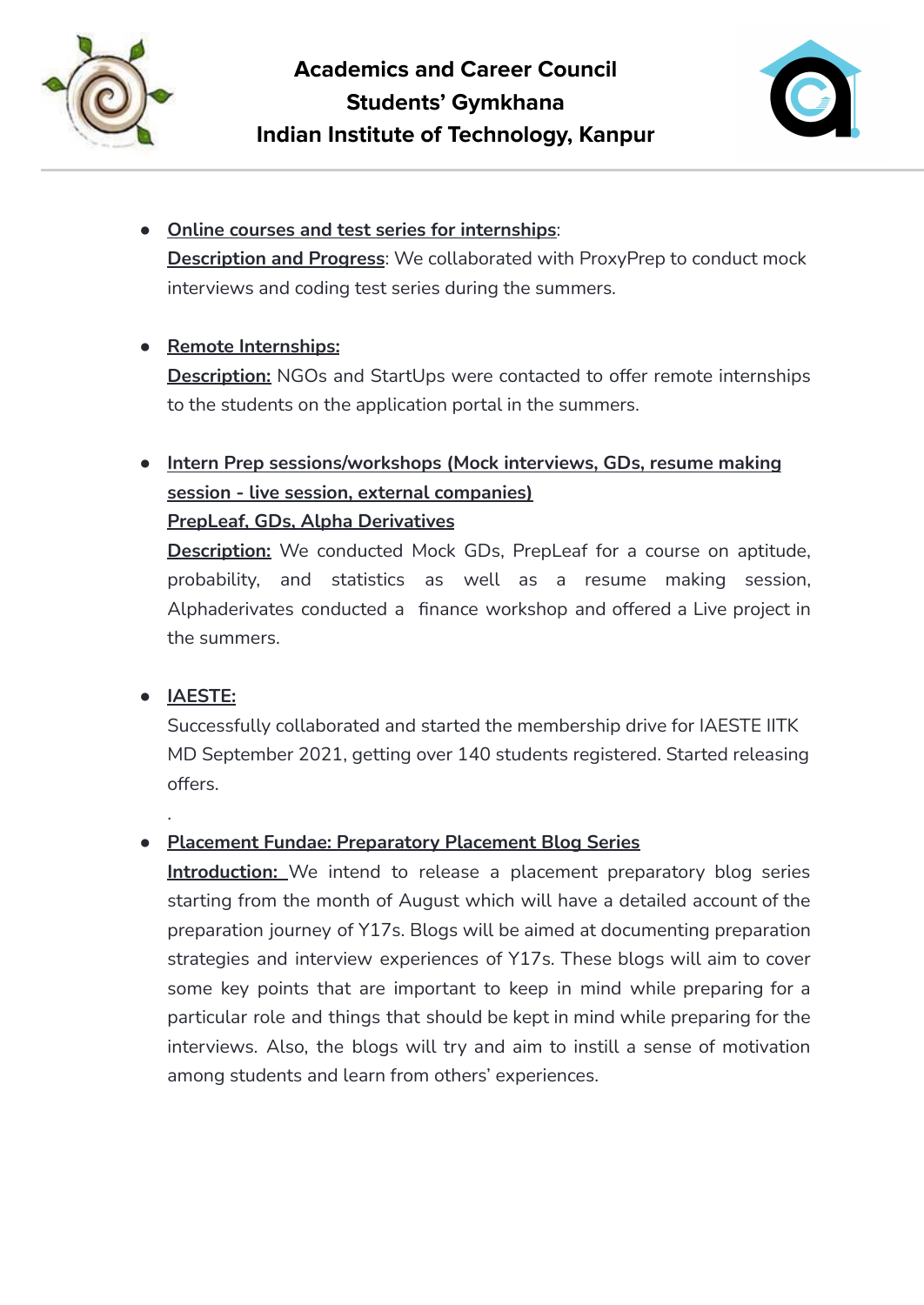- **Online courses and test series for internships**:
  **Description and Progress**: We collaborated with ProxyPrep to conduct mock interviews and coding test series during the summers.

- **Remote Internships:**
  **Description:** NGOs and StartUps were contacted to offer remote internships to the students on the application portal in the summers.

- **Intern Prep sessions/workshops (Mock interviews, GDs, resume making session - live session, external companies)**
  **PrepLeaf, GDs, Alpha Derivatives**
  **Description:** We conducted Mock GDs, PrepLeaf for a course on aptitude, probability, and statistics as well as a resume making session, Alphaderivates conducted a finance workshop and offered a Live project in the summers.

- **IAESTE:**
  Successfully collaborated and started the membership drive for IAESTE IITK MD September 2021, getting over 140 students registered. Started releasing offers.

- **Placement Fundae: Preparatory Placement Blog Series**
  **Introduction:** We intend to release a placement preparatory blog series starting from the month of August which will have a detailed account of the preparation journey of Y17s. Blogs will be aimed at documenting preparation strategies and interview experiences of Y17s. These blogs will aim to cover some key points that are important to keep in mind while preparing for a particular role and things that should be kept in mind while preparing for the interviews. Also, the blogs will try and aim to instill a sense of motivation among students and learn from others' experiences.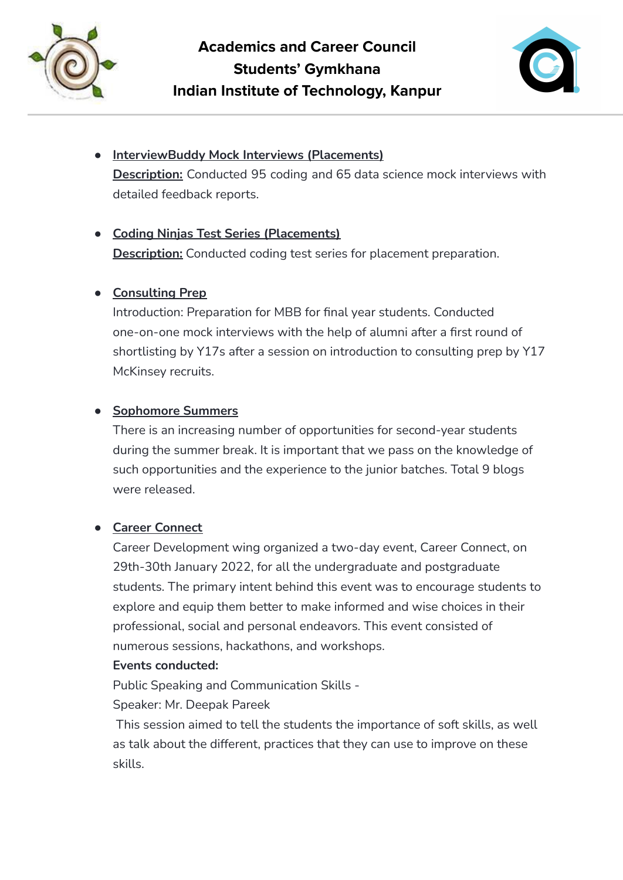- **InterviewBuddy Mock Interviews (Placements)**
  **Description:** Conducted 95 coding and 65 data science mock interviews with detailed feedback reports.

- **Coding Ninjas Test Series (Placements)**
  **Description:** Conducted coding test series for placement preparation.

- **Consulting Prep**
  Introduction: Preparation for MBB for final year students. Conducted one-on-one mock interviews with the help of alumni after a first round of shortlisting by Y17s after a session on introduction to consulting prep by Y17 McKinsey recruits.

- **Sophomore Summers**
  There is an increasing number of opportunities for second-year students during the summer break. It is important that we pass on the knowledge of such opportunities and the experience to the junior batches. Total 9 blogs were released.

- **Career Connect**
  Career Development wing organized a two-day event, Career Connect, on 29th-30th January 2022, for all the undergraduate and postgraduate students. The primary intent behind this event was to encourage students to explore and equip them better to make informed and wise choices in their professional, social and personal endeavors. This event consisted of numerous sessions, hackathons, and workshops.
  **Events conducted:**
  Public Speaking and Communication Skills -
  Speaker: Mr. Deepak Pareek
  This session aimed to tell the students the importance of soft skills, as well as talk about the different, practices that they can use to improve on these skills.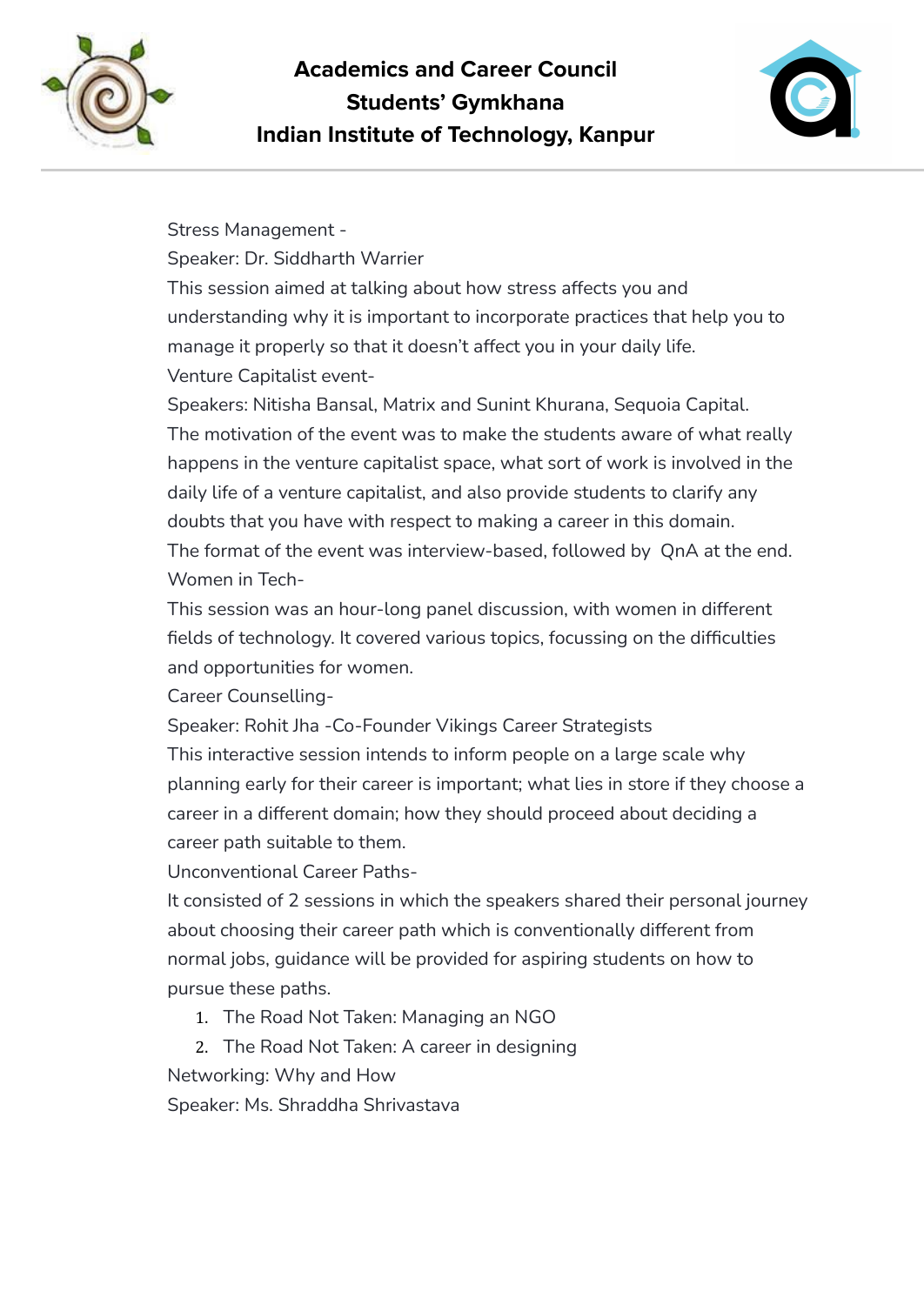Stress Management -

Speaker: Dr. Siddharth Warrier

This session aimed at talking about how stress affects you and understanding why it is important to incorporate practices that help you to manage it properly so that it doesn't affect you in your daily life.

Venture Capitalist event-

Speakers: Nitisha Bansal, Matrix and Sunint Khurana, Sequoia Capital.

The motivation of the event was to make the students aware of what really happens in the venture capitalist space, what sort of work is involved in the daily life of a venture capitalist, and also provide students to clarify any doubts that you have with respect to making a career in this domain.

The format of the event was interview-based, followed by  QnA at the end.

Women in Tech-

This session was an hour-long panel discussion, with women in different fields of technology. It covered various topics, focussing on the difficulties and opportunities for women.

Career Counselling-

Speaker: Rohit Jha -Co-Founder Vikings Career Strategists

This interactive session intends to inform people on a large scale why planning early for their career is important; what lies in store if they choose a career in a different domain; how they should proceed about deciding a career path suitable to them.

Unconventional Career Paths-

It consisted of 2 sessions in which the speakers shared their personal journey about choosing their career path which is conventionally different from normal jobs, guidance will be provided for aspiring students on how to pursue these paths.

1. The Road Not Taken: Managing an NGO
2. The Road Not Taken: A career in designing

Networking: Why and How

Speaker: Ms. Shraddha Shrivastava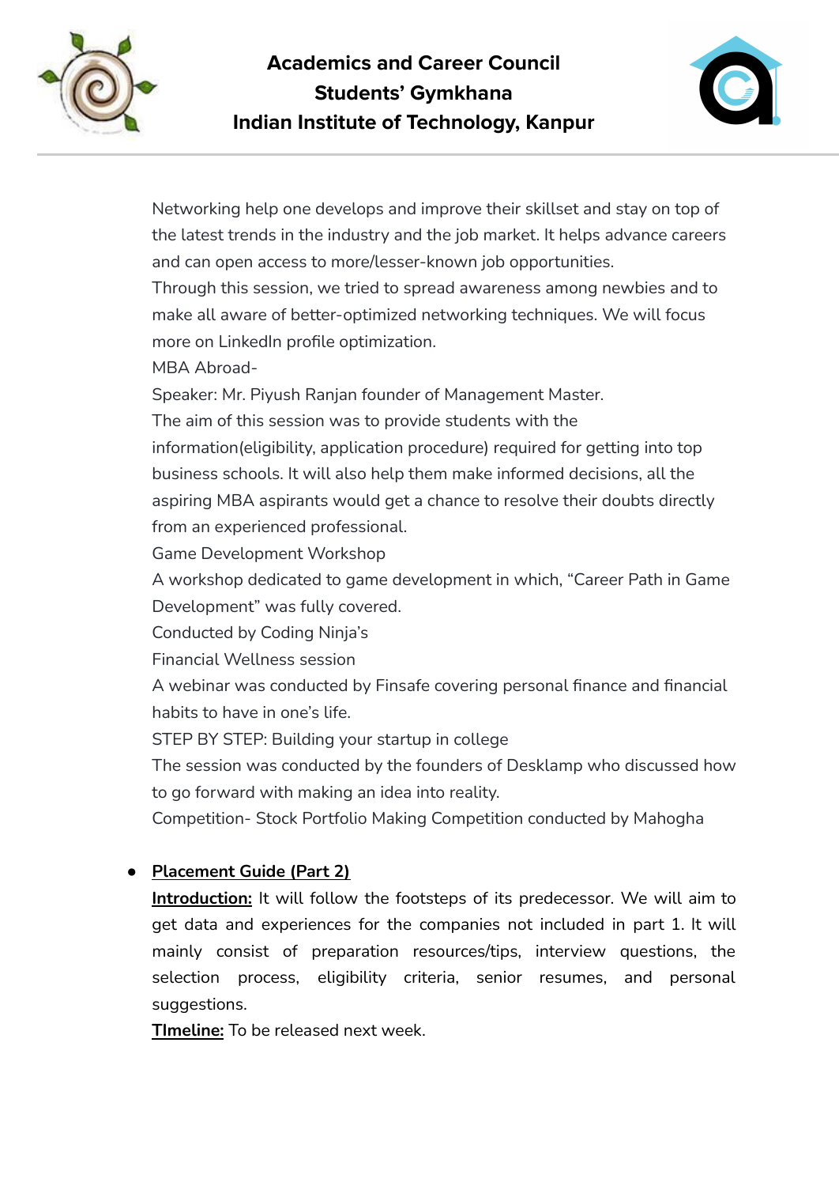Networking help one develops and improve their skillset and stay on top of the latest trends in the industry and the job market. It helps advance careers and can open access to more/lesser-known job opportunities.
Through this session, we tried to spread awareness among newbies and to make all aware of better-optimized networking techniques. We will focus more on LinkedIn profile optimization.

MBA Abroad-
Speaker: Mr. Piyush Ranjan founder of Management Master.
The aim of this session was to provide students with the information(eligibility, application procedure) required for getting into top business schools. It will also help them make informed decisions, all the aspiring MBA aspirants would get a chance to resolve their doubts directly from an experienced professional.

Game Development Workshop
A workshop dedicated to game development in which, "Career Path in Game Development" was fully covered.
Conducted by Coding Ninja's

Financial Wellness session
A webinar was conducted by Finsafe covering personal finance and financial habits to have in one's life.

STEP BY STEP: Building your startup in college
The session was conducted by the founders of Desklamp who discussed how to go forward with making an idea into reality.

Competition- Stock Portfolio Making Competition conducted by Mahogha

- **Placement Guide (Part 2)**

  **Introduction:** It will follow the footsteps of its predecessor. We will aim to get data and experiences for the companies not included in part 1. It will mainly consist of preparation resources/tips, interview questions, the selection process, eligibility criteria, senior resumes, and personal suggestions.

  **TImeline:** To be released next week.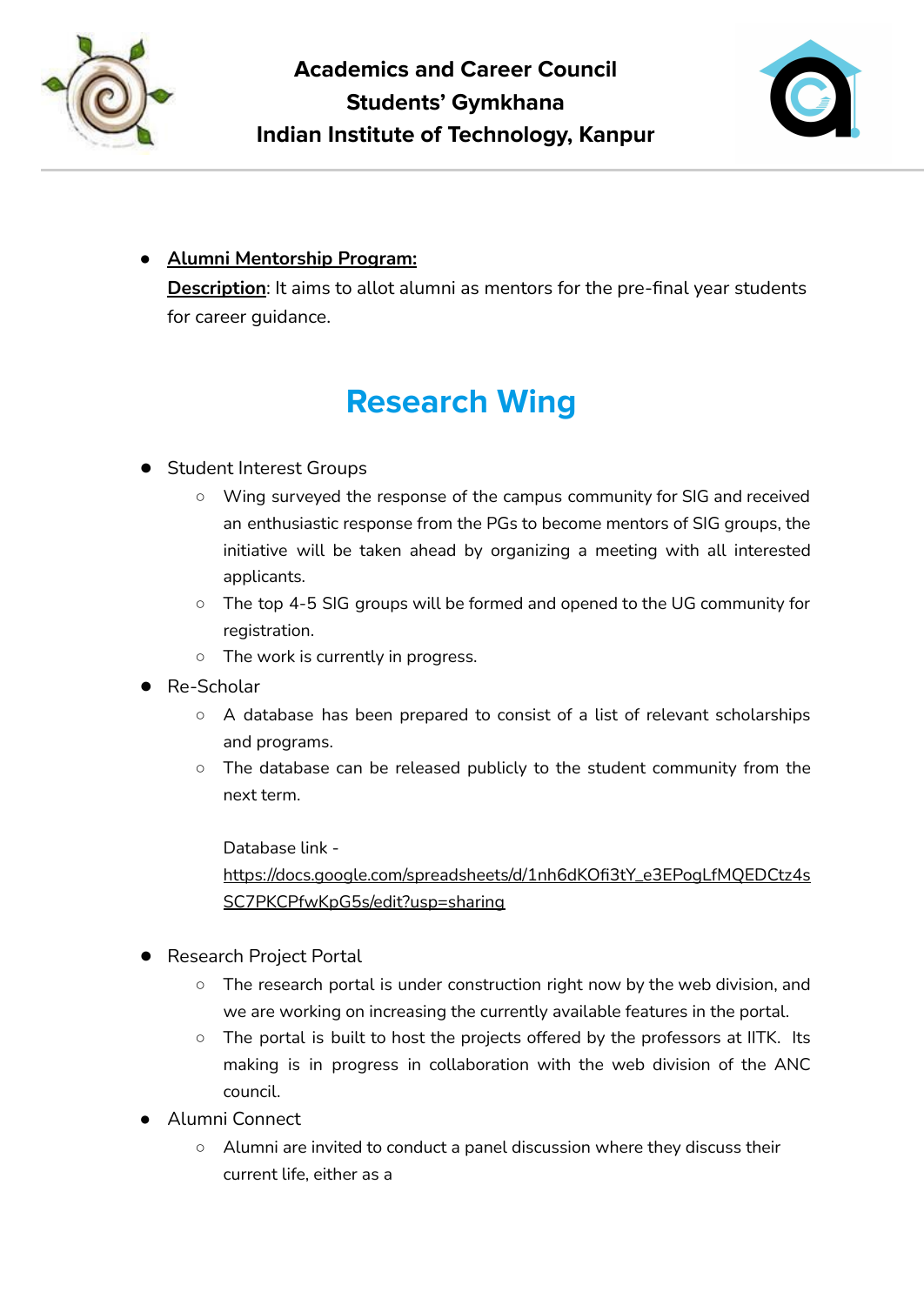- **Alumni Mentorship Program:**
  **Description**: It aims to allot alumni as mentors for the pre-final year students for career guidance.

## Research Wing

- Student Interest Groups
  - Wing surveyed the response of the campus community for SIG and received an enthusiastic response from the PGs to become mentors of SIG groups, the initiative will be taken ahead by organizing a meeting with all interested applicants.
  - The top 4-5 SIG groups will be formed and opened to the UG community for registration.
  - The work is currently in progress.
- Re-Scholar
  - A database has been prepared to consist of a list of relevant scholarships and programs.
  - The database can be released publicly to the student community from the next term.

    Database link - https://docs.google.com/spreadsheets/d/1nh6dKOfi3tY_e3EPogLfMQEDCtz4sSC7PKCPfwKpG5s/edit?usp=sharing

- Research Project Portal
  - The research portal is under construction right now by the web division, and we are working on increasing the currently available features in the portal.
  - The portal is built to host the projects offered by the professors at IITK. Its making is in progress in collaboration with the web division of the ANC council.
- Alumni Connect
  - Alumni are invited to conduct a panel discussion where they discuss their current life, either as a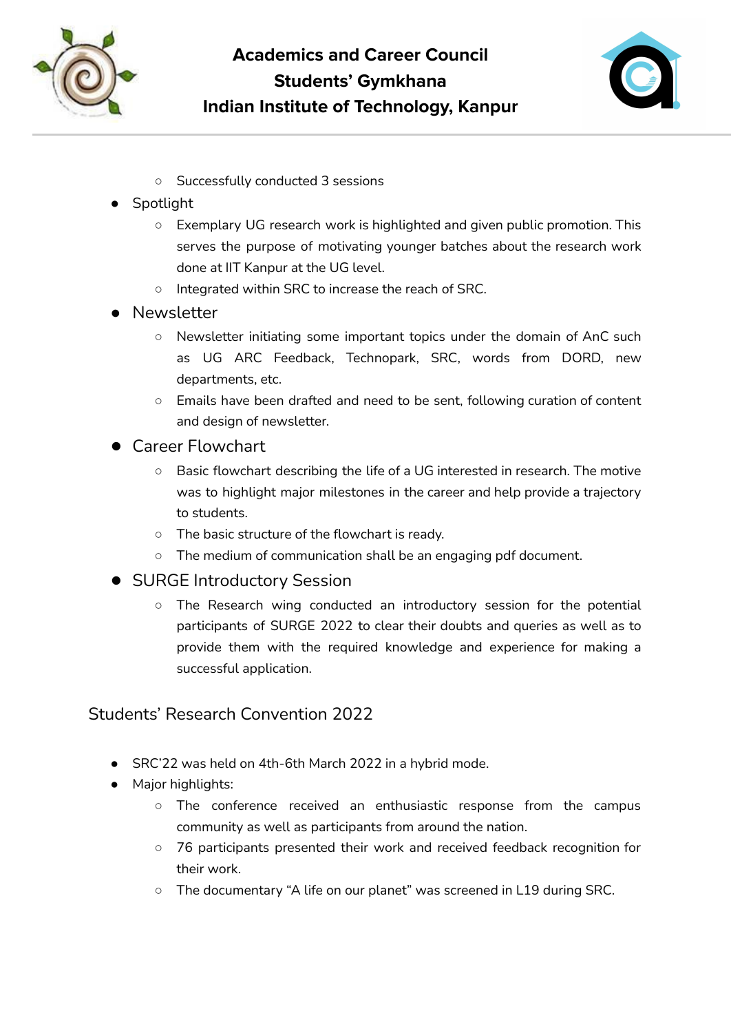- Successfully conducted 3 sessions
- Spotlight
    - Exemplary UG research work is highlighted and given public promotion. This serves the purpose of motivating younger batches about the research work done at IIT Kanpur at the UG level.
    - Integrated within SRC to increase the reach of SRC.
- Newsletter
    - Newsletter initiating some important topics under the domain of AnC such as UG ARC Feedback, Technopark, SRC, words from DORD, new departments, etc.
    - Emails have been drafted and need to be sent, following curation of content and design of newsletter.
- Career Flowchart
    - Basic flowchart describing the life of a UG interested in research. The motive was to highlight major milestones in the career and help provide a trajectory to students.
    - The basic structure of the flowchart is ready.
    - The medium of communication shall be an engaging pdf document.
- SURGE Introductory Session
    - The Research wing conducted an introductory session for the potential participants of SURGE 2022 to clear their doubts and queries as well as to provide them with the required knowledge and experience for making a successful application.

## Students' Research Convention 2022

- SRC'22 was held on 4th-6th March 2022 in a hybrid mode.
- Major highlights:
    - The conference received an enthusiastic response from the campus community as well as participants from around the nation.
    - 76 participants presented their work and received feedback recognition for their work.
    - The documentary "A life on our planet" was screened in L19 during SRC.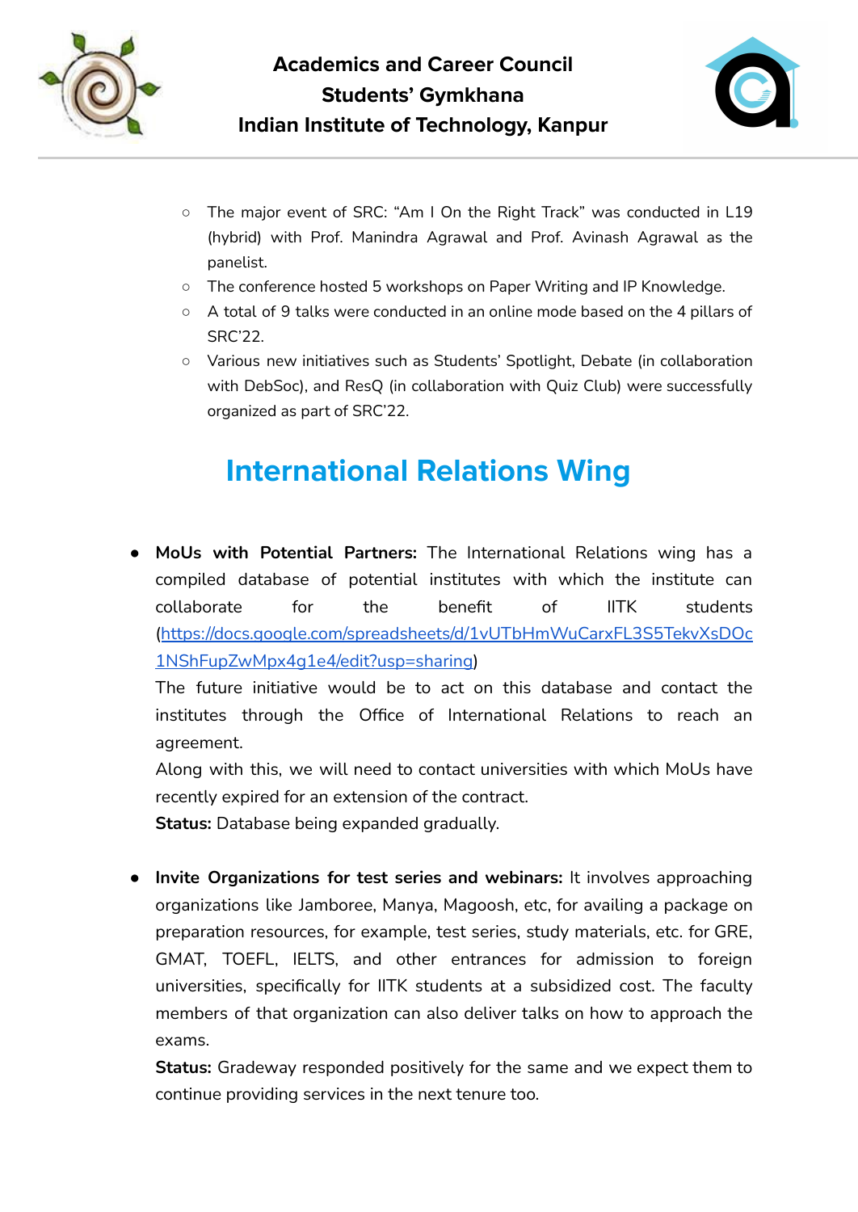- The major event of SRC: "Am I On the Right Track" was conducted in L19 (hybrid) with Prof. Manindra Agrawal and Prof. Avinash Agrawal as the panelist.
- The conference hosted 5 workshops on Paper Writing and IP Knowledge.
- A total of 9 talks were conducted in an online mode based on the 4 pillars of SRC'22.
- Various new initiatives such as Students' Spotlight, Debate (in collaboration with DebSoc), and ResQ (in collaboration with Quiz Club) were successfully organized as part of SRC'22.

## International Relations Wing

- **MoUs with Potential Partners:** The International Relations wing has a compiled database of potential institutes with which the institute can collaborate for the benefit of IITK students ([https://docs.google.com/spreadsheets/d/1vUTbHmWuCarxFL3S5TekvXsDOc1NShFupZwMpx4g1e4/edit?usp=sharing](https://docs.google.com/spreadsheets/d/1vUTbHmWuCarxFL3S5TekvXsDOc1NShFupZwMpx4g1e4/edit?usp=sharing))
  The future initiative would be to act on this database and contact the institutes through the Office of International Relations to reach an agreement.
  Along with this, we will need to contact universities with which MoUs have recently expired for an extension of the contract.
  **Status:** Database being expanded gradually.

- **Invite Organizations for test series and webinars:** It involves approaching organizations like Jamboree, Manya, Magoosh, etc, for availing a package on preparation resources, for example, test series, study materials, etc. for GRE, GMAT, TOEFL, IELTS, and other entrances for admission to foreign universities, specifically for IITK students at a subsidized cost. The faculty members of that organization can also deliver talks on how to approach the exams.
  **Status:** Gradeway responded positively for the same and we expect them to continue providing services in the next tenure too.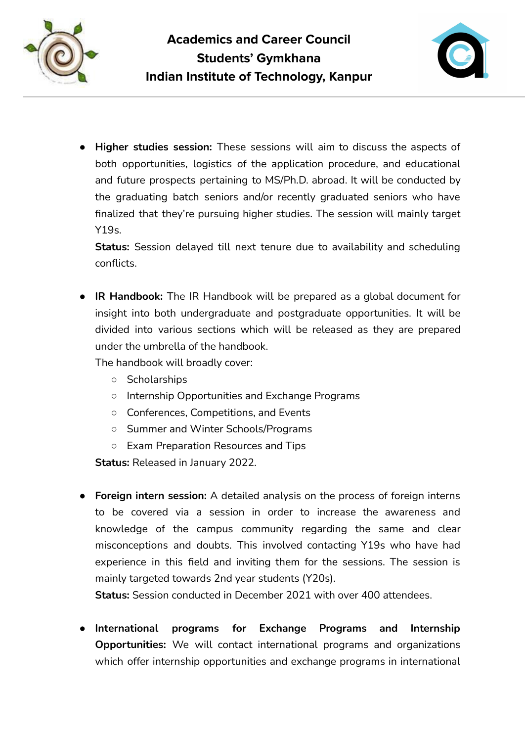- **Higher studies session:** These sessions will aim to discuss the aspects of both opportunities, logistics of the application procedure, and educational and future prospects pertaining to MS/Ph.D. abroad. It will be conducted by the graduating batch seniors and/or recently graduated seniors who have finalized that they're pursuing higher studies. The session will mainly target Y19s.
  **Status:** Session delayed till next tenure due to availability and scheduling conflicts.

- **IR Handbook:** The IR Handbook will be prepared as a global document for insight into both undergraduate and postgraduate opportunities. It will be divided into various sections which will be released as they are prepared under the umbrella of the handbook.
  The handbook will broadly cover:
  - Scholarships
  - Internship Opportunities and Exchange Programs
  - Conferences, Competitions, and Events
  - Summer and Winter Schools/Programs
  - Exam Preparation Resources and Tips

  **Status:** Released in January 2022.

- **Foreign intern session:** A detailed analysis on the process of foreign interns to be covered via a session in order to increase the awareness and knowledge of the campus community regarding the same and clear misconceptions and doubts. This involved contacting Y19s who have had experience in this field and inviting them for the sessions. The session is mainly targeted towards 2nd year students (Y20s).
  **Status:** Session conducted in December 2021 with over 400 attendees.

- **International programs for Exchange Programs and Internship Opportunities:** We will contact international programs and organizations which offer internship opportunities and exchange programs in international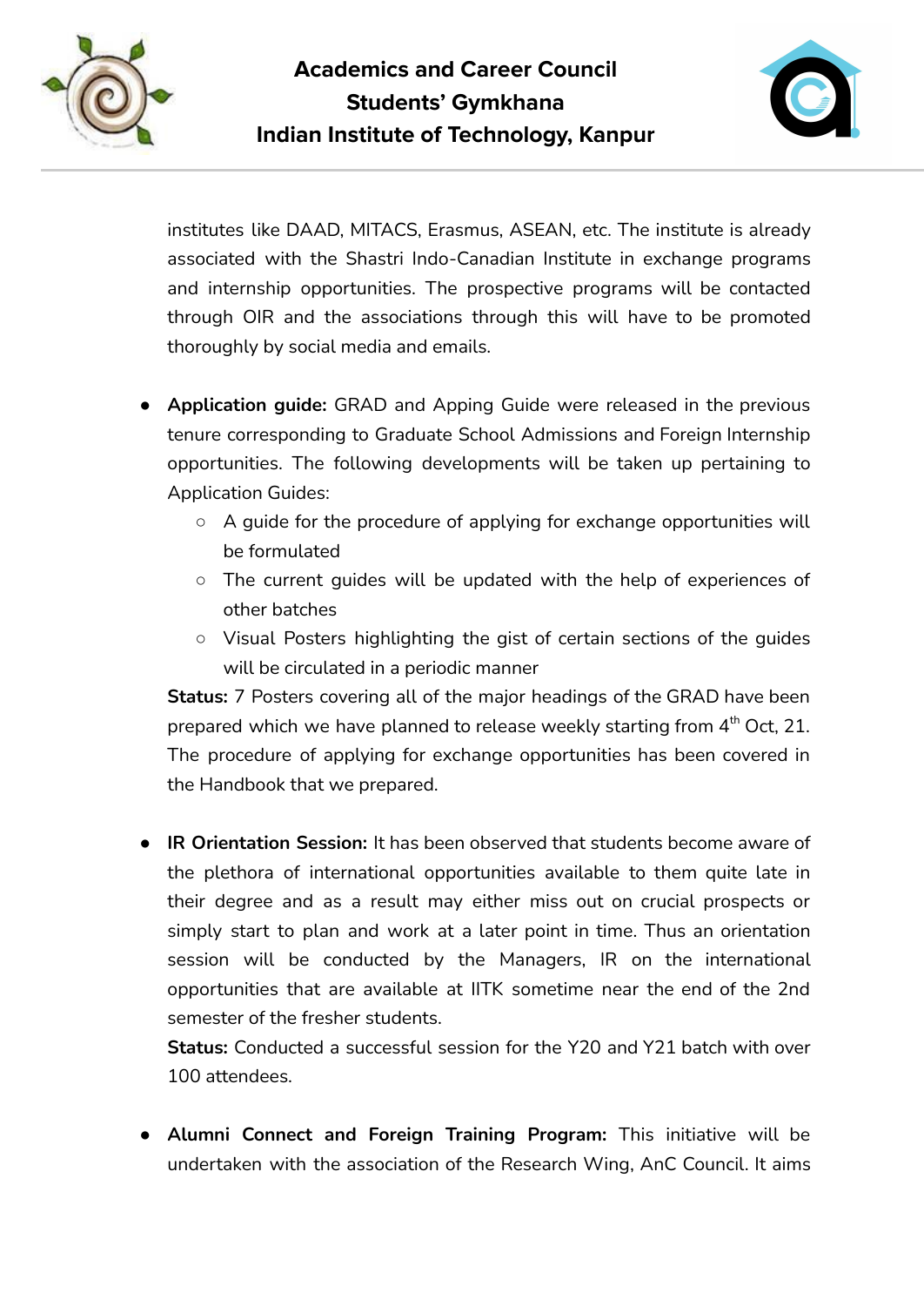institutes like DAAD, MITACS, Erasmus, ASEAN, etc. The institute is already associated with the Shastri Indo-Canadian Institute in exchange programs and internship opportunities. The prospective programs will be contacted through OIR and the associations through this will have to be promoted thoroughly by social media and emails.

- **Application guide:** GRAD and Apping Guide were released in the previous tenure corresponding to Graduate School Admissions and Foreign Internship opportunities. The following developments will be taken up pertaining to Application Guides:
  - A guide for the procedure of applying for exchange opportunities will be formulated
  - The current guides will be updated with the help of experiences of other batches
  - Visual Posters highlighting the gist of certain sections of the guides will be circulated in a periodic manner

  **Status:** 7 Posters covering all of the major headings of the GRAD have been prepared which we have planned to release weekly starting from 4th Oct, 21. The procedure of applying for exchange opportunities has been covered in the Handbook that we prepared.

- **IR Orientation Session:** It has been observed that students become aware of the plethora of international opportunities available to them quite late in their degree and as a result may either miss out on crucial prospects or simply start to plan and work at a later point in time. Thus an orientation session will be conducted by the Managers, IR on the international opportunities that are available at IITK sometime near the end of the 2nd semester of the fresher students.

  **Status:** Conducted a successful session for the Y20 and Y21 batch with over 100 attendees.

- **Alumni Connect and Foreign Training Program:** This initiative will be undertaken with the association of the Research Wing, AnC Council. It aims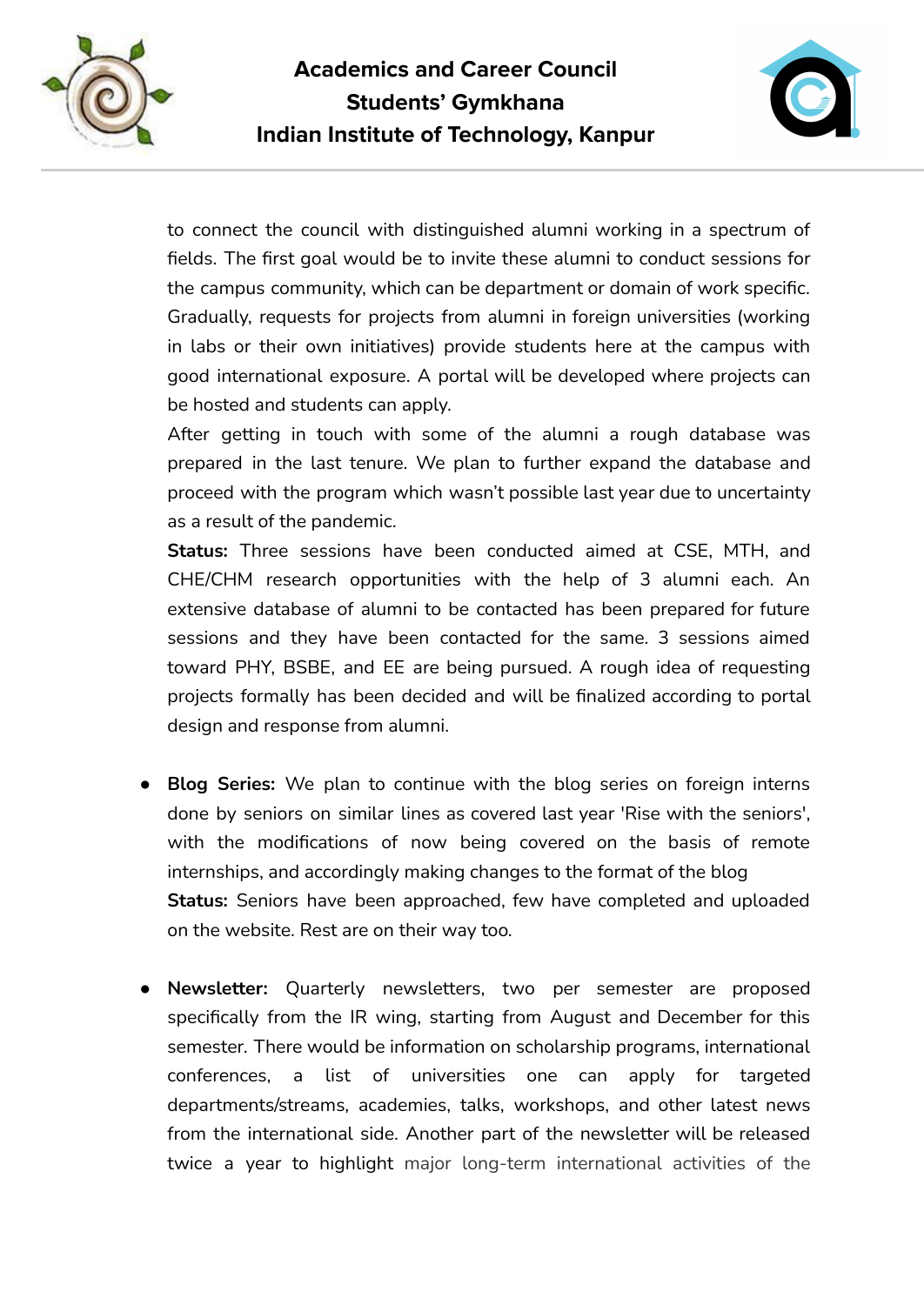to connect the council with distinguished alumni working in a spectrum of fields. The first goal would be to invite these alumni to conduct sessions for the campus community, which can be department or domain of work specific. Gradually, requests for projects from alumni in foreign universities (working in labs or their own initiatives) provide students here at the campus with good international exposure. A portal will be developed where projects can be hosted and students can apply.

After getting in touch with some of the alumni a rough database was prepared in the last tenure. We plan to further expand the database and proceed with the program which wasn't possible last year due to uncertainty as a result of the pandemic.

**Status:** Three sessions have been conducted aimed at CSE, MTH, and CHE/CHM research opportunities with the help of 3 alumni each. An extensive database of alumni to be contacted has been prepared for future sessions and they have been contacted for the same. 3 sessions aimed toward PHY, BSBE, and EE are being pursued. A rough idea of requesting projects formally has been decided and will be finalized according to portal design and response from alumni.

- **Blog Series:** We plan to continue with the blog series on foreign interns done by seniors on similar lines as covered last year 'Rise with the seniors', with the modifications of now being covered on the basis of remote internships, and accordingly making changes to the format of the blog
  **Status:** Seniors have been approached, few have completed and uploaded on the website. Rest are on their way too.

- **Newsletter:** Quarterly newsletters, two per semester are proposed specifically from the IR wing, starting from August and December for this semester. There would be information on scholarship programs, international conferences, a list of universities one can apply for targeted departments/streams, academies, talks, workshops, and other latest news from the international side. Another part of the newsletter will be released twice a year to highlight major long-term international activities of the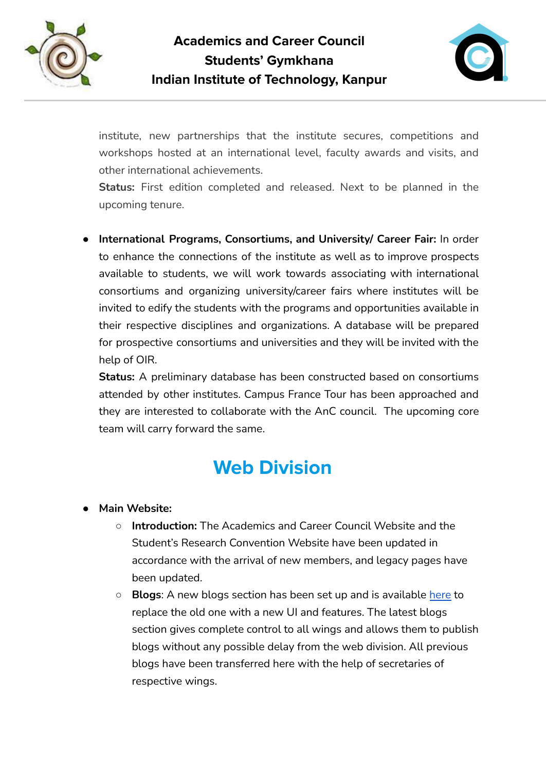institute, new partnerships that the institute secures, competitions and workshops hosted at an international level, faculty awards and visits, and other international achievements.
**Status:** First edition completed and released. Next to be planned in the upcoming tenure.

- **International Programs, Consortiums, and University/ Career Fair:** In order to enhance the connections of the institute as well as to improve prospects available to students, we will work towards associating with international consortiums and organizing university/career fairs where institutes will be invited to edify the students with the programs and opportunities available in their respective disciplines and organizations. A database will be prepared for prospective consortiums and universities and they will be invited with the help of OIR.
  **Status:** A preliminary database has been constructed based on consortiums attended by other institutes. Campus France Tour has been approached and they are interested to collaborate with the AnC council. The upcoming core team will carry forward the same.

## Web Division

- **Main Website:**
  - **Introduction:** The Academics and Career Council Website and the Student's Research Convention Website have been updated in accordance with the arrival of new members, and legacy pages have been updated.
  - **Blogs**: A new blogs section has been set up and is available here to replace the old one with a new UI and features. The latest blogs section gives complete control to all wings and allows them to publish blogs without any possible delay from the web division. All previous blogs have been transferred here with the help of secretaries of respective wings.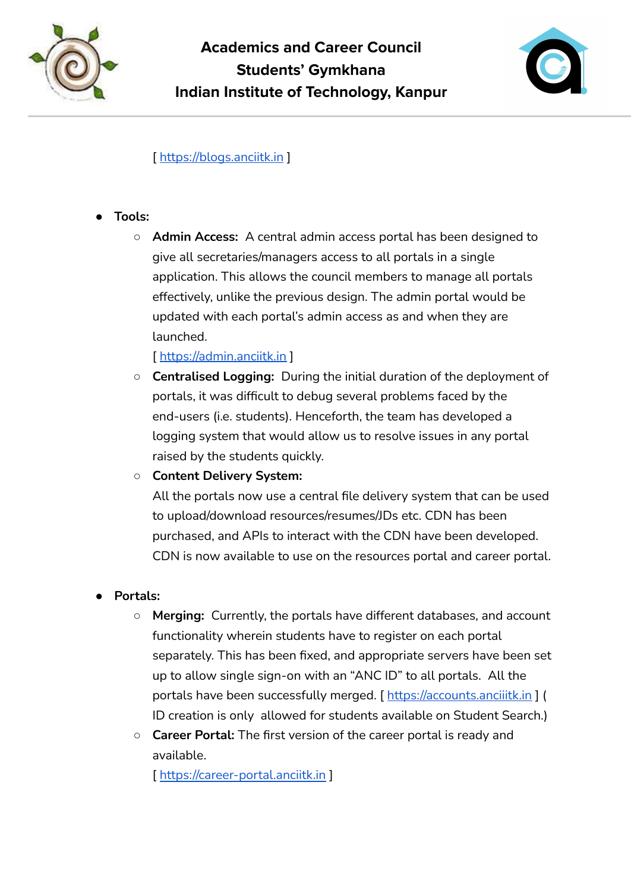[ https://blogs.anciitk.in ]

- **Tools:**
  - **Admin Access:** A central admin access portal has been designed to give all secretaries/managers access to all portals in a single application. This allows the council members to manage all portals effectively, unlike the previous design. The admin portal would be updated with each portal's admin access as and when they are launched.
    [ https://admin.anciitk.in ]
  - **Centralised Logging:** During the initial duration of the deployment of portals, it was difficult to debug several problems faced by the end-users (i.e. students). Henceforth, the team has developed a logging system that would allow us to resolve issues in any portal raised by the students quickly.
  - **Content Delivery System:**
    All the portals now use a central file delivery system that can be used to upload/download resources/resumes/JDs etc. CDN has been purchased, and APIs to interact with the CDN have been developed. CDN is now available to use on the resources portal and career portal.

- **Portals:**
  - **Merging:** Currently, the portals have different databases, and account functionality wherein students have to register on each portal separately. This has been fixed, and appropriate servers have been set up to allow single sign-on with an "ANC ID" to all portals. All the portals have been successfully merged. [ https://accounts.anciitk.in ] ( ID creation is only allowed for students available on Student Search.)
  - **Career Portal:** The first version of the career portal is ready and available.
    [ https://career-portal.anciitk.in ]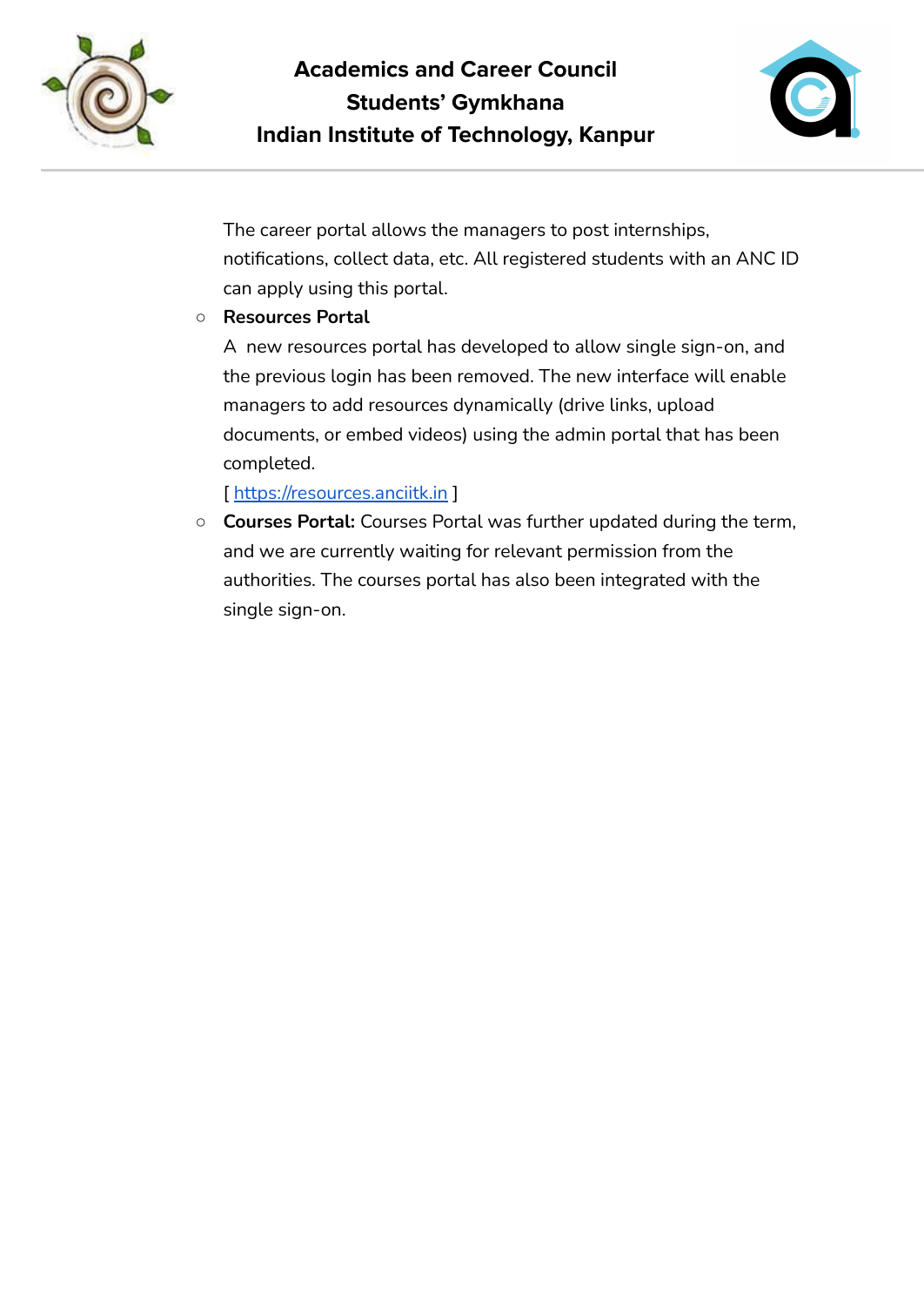The career portal allows the managers to post internships, notifications, collect data, etc. All registered students with an ANC ID can apply using this portal.

- **Resources Portal**
  A new resources portal has developed to allow single sign-on, and the previous login has been removed. The new interface will enable managers to add resources dynamically (drive links, upload documents, or embed videos) using the admin portal that has been completed.
  [ https://resources.anciitk.in ]
- **Courses Portal:** Courses Portal was further updated during the term, and we are currently waiting for relevant permission from the authorities. The courses portal has also been integrated with the single sign-on.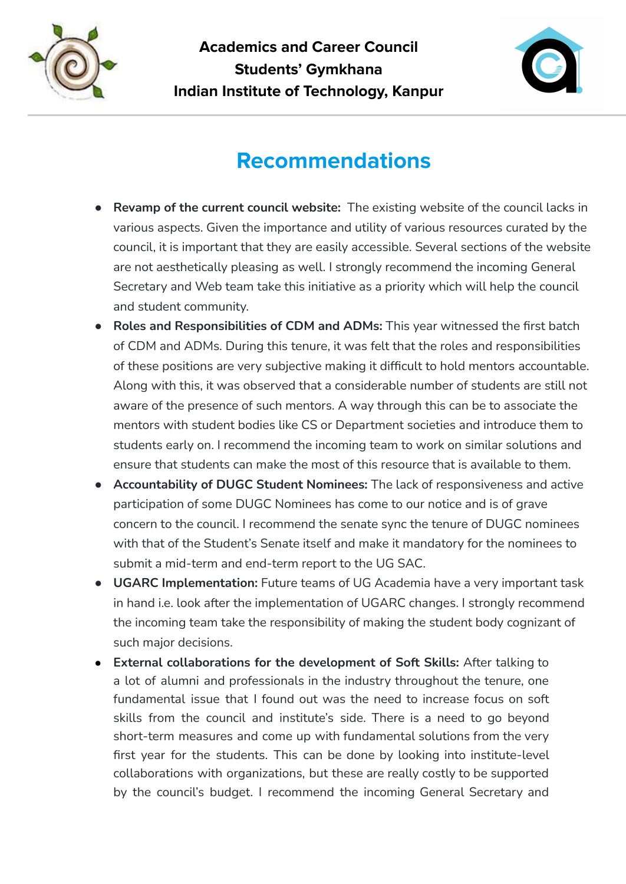# Recommendations

- **Revamp of the current council website:** The existing website of the council lacks in various aspects. Given the importance and utility of various resources curated by the council, it is important that they are easily accessible. Several sections of the website are not aesthetically pleasing as well. I strongly recommend the incoming General Secretary and Web team take this initiative as a priority which will help the council and student community.
- **Roles and Responsibilities of CDM and ADMs:** This year witnessed the first batch of CDM and ADMs. During this tenure, it was felt that the roles and responsibilities of these positions are very subjective making it difficult to hold mentors accountable. Along with this, it was observed that a considerable number of students are still not aware of the presence of such mentors. A way through this can be to associate the mentors with student bodies like CS or Department societies and introduce them to students early on. I recommend the incoming team to work on similar solutions and ensure that students can make the most of this resource that is available to them.
- **Accountability of DUGC Student Nominees:** The lack of responsiveness and active participation of some DUGC Nominees has come to our notice and is of grave concern to the council. I recommend the senate sync the tenure of DUGC nominees with that of the Student's Senate itself and make it mandatory for the nominees to submit a mid-term and end-term report to the UG SAC.
- **UGARC Implementation:** Future teams of UG Academia have a very important task in hand i.e. look after the implementation of UGARC changes. I strongly recommend the incoming team take the responsibility of making the student body cognizant of such major decisions.
- **External collaborations for the development of Soft Skills:** After talking to a lot of alumni and professionals in the industry throughout the tenure, one fundamental issue that I found out was the need to increase focus on soft skills from the council and institute's side. There is a need to go beyond short-term measures and come up with fundamental solutions from the very first year for the students. This can be done by looking into institute-level collaborations with organizations, but these are really costly to be supported by the council's budget. I recommend the incoming General Secretary and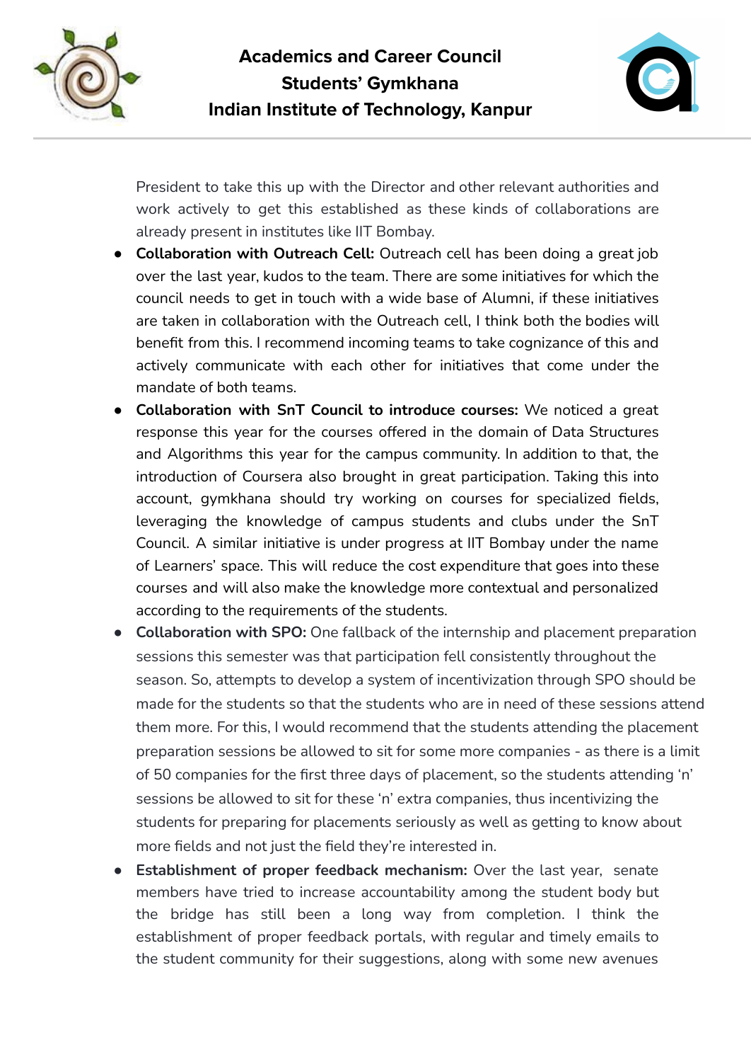President to take this up with the Director and other relevant authorities and work actively to get this established as these kinds of collaborations are already present in institutes like IIT Bombay.

- **Collaboration with Outreach Cell:** Outreach cell has been doing a great job over the last year, kudos to the team. There are some initiatives for which the council needs to get in touch with a wide base of Alumni, if these initiatives are taken in collaboration with the Outreach cell, I think both the bodies will benefit from this. I recommend incoming teams to take cognizance of this and actively communicate with each other for initiatives that come under the mandate of both teams.
- **Collaboration with SnT Council to introduce courses:** We noticed a great response this year for the courses offered in the domain of Data Structures and Algorithms this year for the campus community. In addition to that, the introduction of Coursera also brought in great participation. Taking this into account, gymkhana should try working on courses for specialized fields, leveraging the knowledge of campus students and clubs under the SnT Council. A similar initiative is under progress at IIT Bombay under the name of Learners' space. This will reduce the cost expenditure that goes into these courses and will also make the knowledge more contextual and personalized according to the requirements of the students.
- **Collaboration with SPO:** One fallback of the internship and placement preparation sessions this semester was that participation fell consistently throughout the season. So, attempts to develop a system of incentivization through SPO should be made for the students so that the students who are in need of these sessions attend them more. For this, I would recommend that the students attending the placement preparation sessions be allowed to sit for some more companies - as there is a limit of 50 companies for the first three days of placement, so the students attending 'n' sessions be allowed to sit for these 'n' extra companies, thus incentivizing the students for preparing for placements seriously as well as getting to know about more fields and not just the field they're interested in.
- **Establishment of proper feedback mechanism:** Over the last year, senate members have tried to increase accountability among the student body but the bridge has still been a long way from completion. I think the establishment of proper feedback portals, with regular and timely emails to the student community for their suggestions, along with some new avenues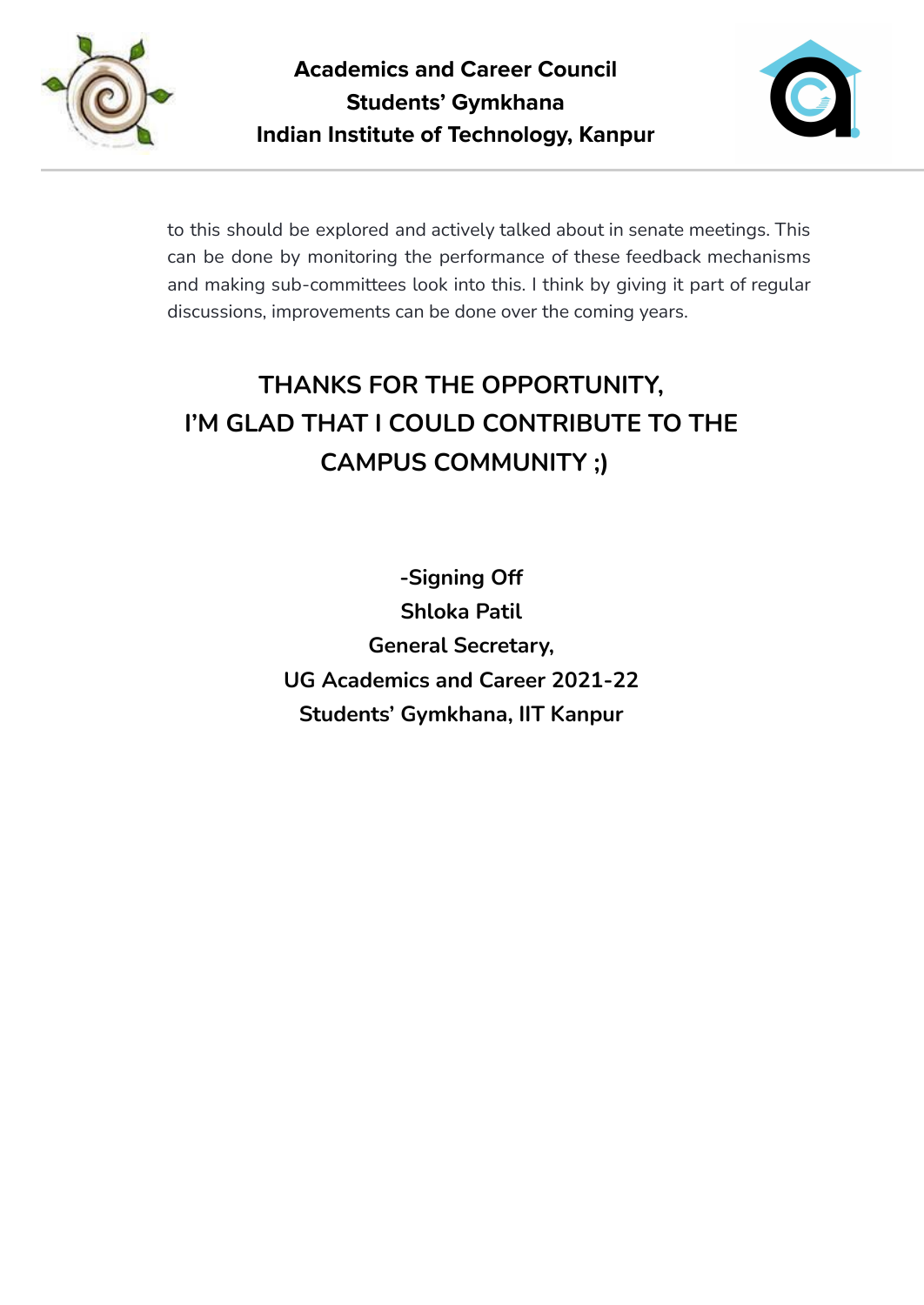to this should be explored and actively talked about in senate meetings. This can be done by monitoring the performance of these feedback mechanisms and making sub-committees look into this. I think by giving it part of regular discussions, improvements can be done over the coming years.

## THANKS FOR THE OPPORTUNITY, I'M GLAD THAT I COULD CONTRIBUTE TO THE CAMPUS COMMUNITY ;)

**-Signing Off**
**Shloka Patil**
**General Secretary,**
**UG Academics and Career 2021-22**
**Students' Gymkhana, IIT Kanpur**